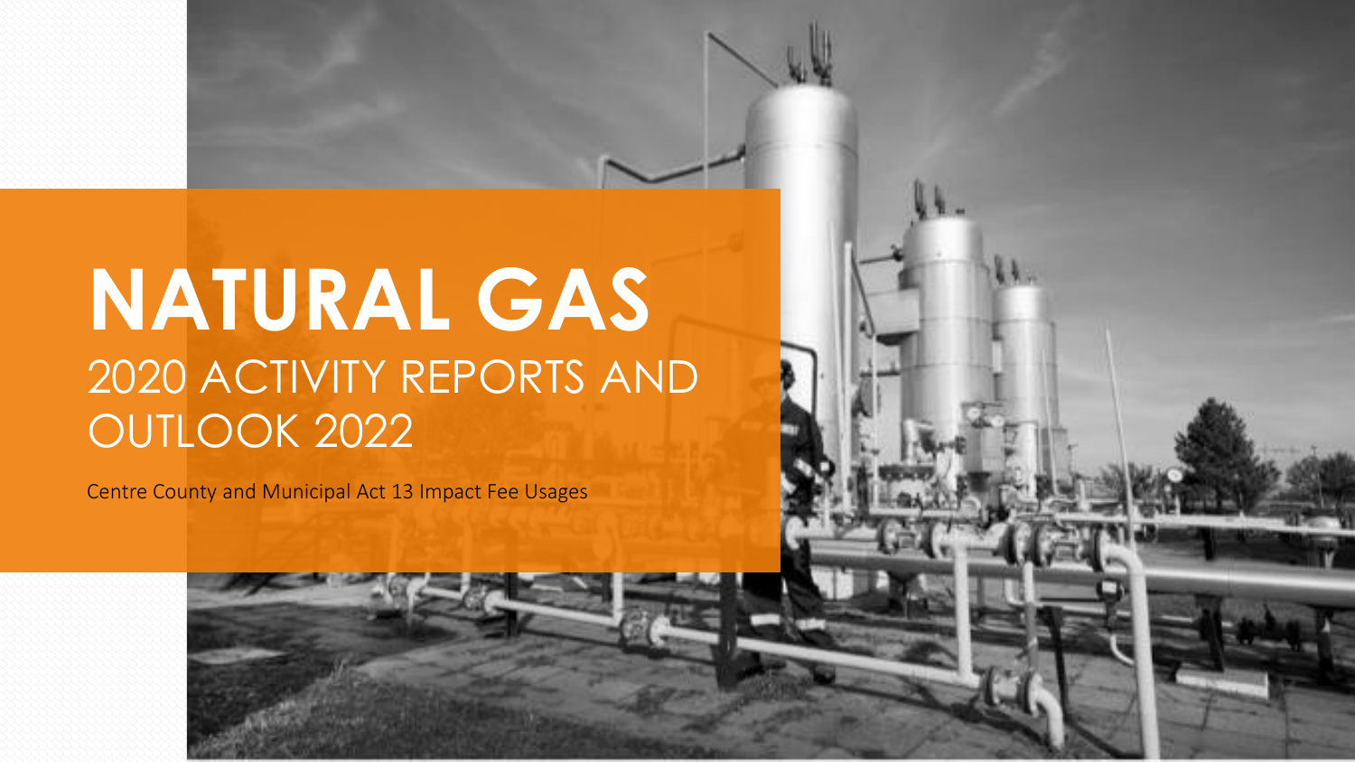# NATURAL GAS

## 2020 ACTIVITY REPORTS AND OUTLOOK 2022

Centre County and Municipal Act 13 Impact Fee Usages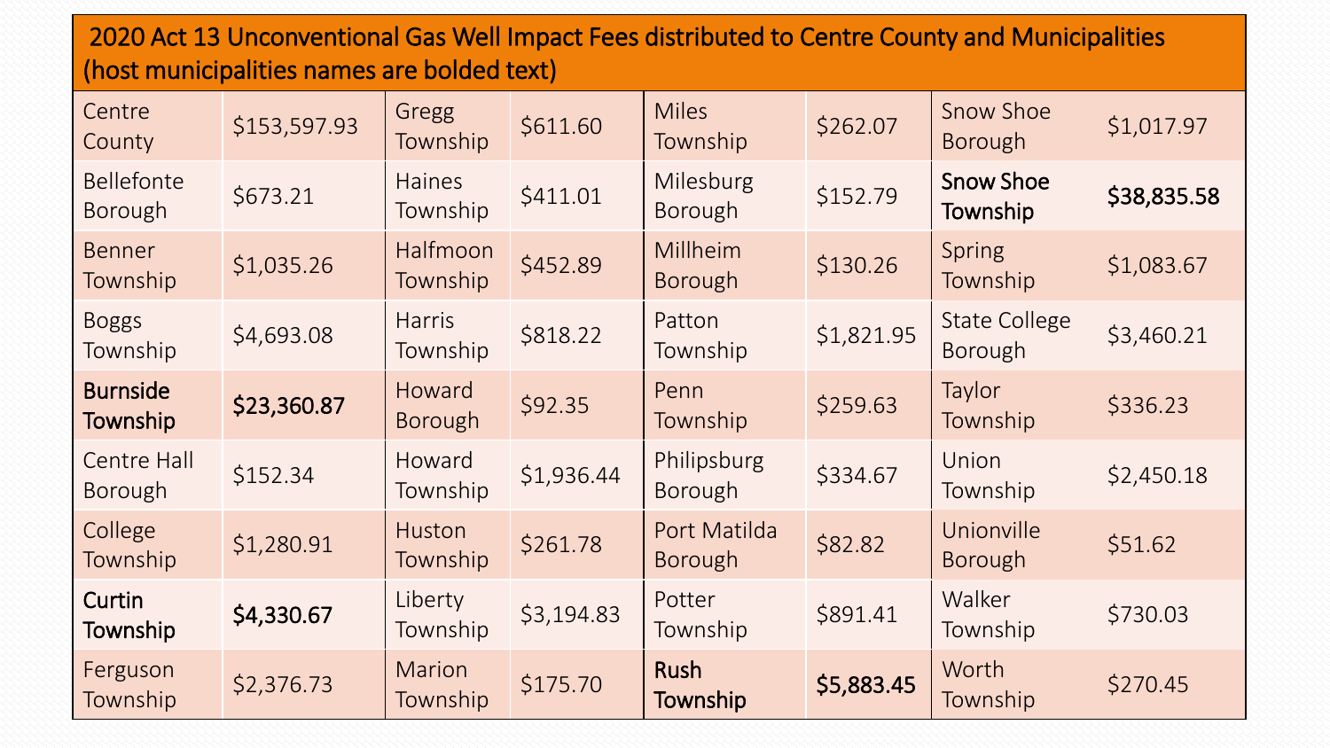## 2020 Act 13 Unconventional Gas Well Impact Fees distributed to Centre County and Municipalities (host municipalities names are bolded text)

| Municipality | Amount | Municipality | Amount | Municipality | Amount | Municipality | Amount |
|---|---|---|---|---|---|---|---|
| Centre County | $153,597.93 | Gregg Township | $611.60 | Miles Township | $262.07 | Snow Shoe Borough | $1,017.97 |
| Bellefonte Borough | $673.21 | Haines Township | $411.01 | Milesburg Borough | $152.79 | **Snow Shoe Township** | **$38,835.58** |
| Benner Township | $1,035.26 | Halfmoon Township | $452.89 | Millheim Borough | $130.26 | Spring Township | $1,083.67 |
| Boggs Township | $4,693.08 | Harris Township | $818.22 | Patton Township | $1,821.95 | State College Borough | $3,460.21 |
| **Burnside Township** | **$23,360.87** | Howard Borough | $92.35 | Penn Township | $259.63 | Taylor Township | $336.23 |
| Centre Hall Borough | $152.34 | Howard Township | $1,936.44 | Philipsburg Borough | $334.67 | Union Township | $2,450.18 |
| College Township | $1,280.91 | Huston Township | $261.78 | Port Matilda Borough | $82.82 | Unionville Borough | $51.62 |
| **Curtin Township** | **$4,330.67** | Liberty Township | $3,194.83 | Potter Township | $891.41 | Walker Township | $730.03 |
| Ferguson Township | $2,376.73 | Marion Township | $175.70 | **Rush Township** | **$5,883.45** | Worth Township | $270.45 |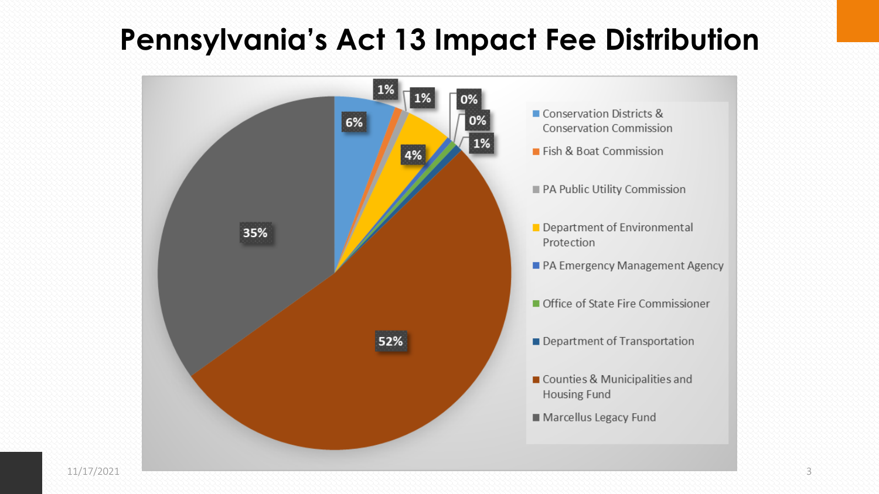# Pennsylvania's Act 13 Impact Fee Distribution

| Recipient | Share |
|---|---|
| Conservation Districts & Conservation Commission | 6% |
| Fish & Boat Commission | 1% |
| PA Public Utility Commission | 1% |
| Department of Environmental Protection | 4% |
| PA Emergency Management Agency | 0% |
| Office of State Fire Commissioner | 0% |
| Department of Transportation | 1% |
| Counties & Municipalities and Housing Fund | 52% |
| Marcellus Legacy Fund | 35% |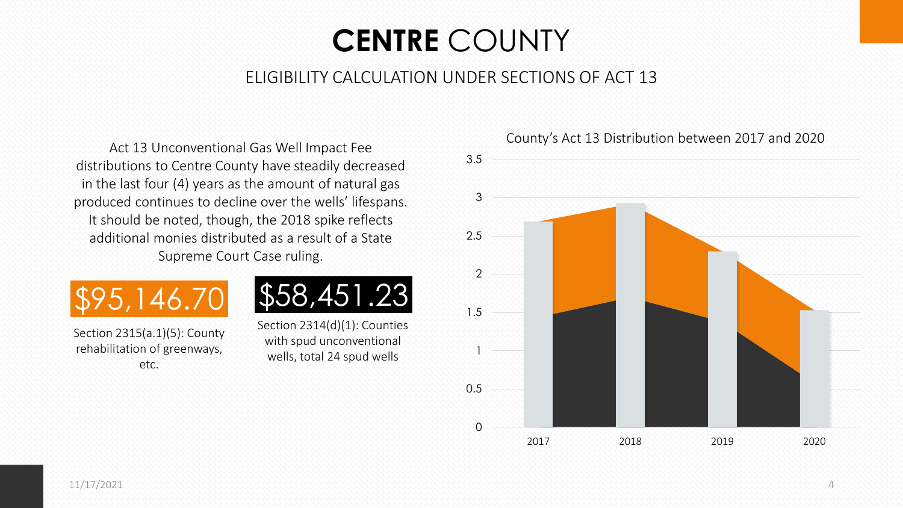# **CENTRE** COUNTY

## ELIGIBILITY CALCULATION UNDER SECTIONS OF ACT 13

Act 13 Unconventional Gas Well Impact Fee distributions to Centre County have steadily decreased in the last four (4) years as the amount of natural gas produced continues to decline over the wells' lifespans. It should be noted, though, the 2018 spike reflects additional monies distributed as a result of a State Supreme Court Case ruling.

**$95,146.70**

Section 2315(a.1)(5): County rehabilitation of greenways, etc.

**$58,451.23**

Section 2314(d)(1): Counties with spud unconventional wells, total 24 spud wells

County's Act 13 Distribution between 2017 and 2020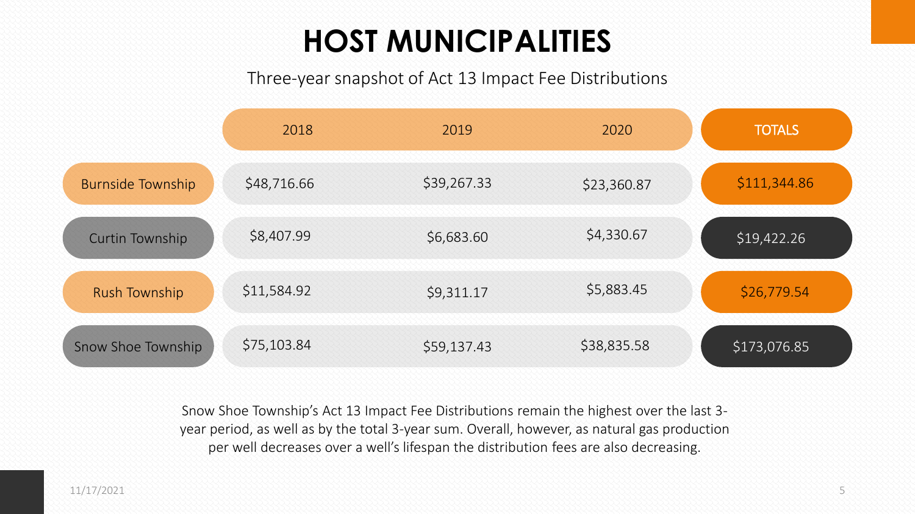# HOST MUNICIPALITIES

Three-year snapshot of Act 13 Impact Fee Distributions

| | 2018 | 2019 | 2020 | TOTALS |
|---|---|---|---|---|
| Burnside Township | $48,716.66 | $39,267.33 | $23,360.87 | $111,344.86 |
| Curtin Township | $8,407.99 | $6,683.60 | $4,330.67 | $19,422.26 |
| Rush Township | $11,584.92 | $9,311.17 | $5,883.45 | $26,779.54 |
| Snow Shoe Township | $75,103.84 | $59,137.43 | $38,835.58 | $173,076.85 |

Snow Shoe Township's Act 13 Impact Fee Distributions remain the highest over the last 3-year period, as well as by the total 3-year sum. Overall, however, as natural gas production per well decreases over a well's lifespan the distribution fees are also decreasing.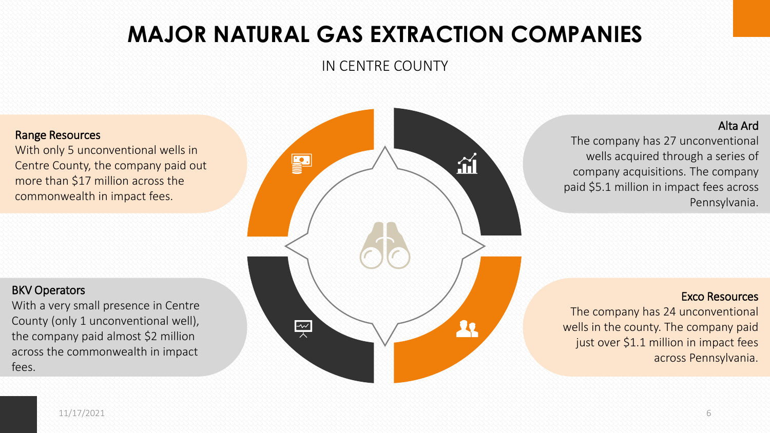# MAJOR NATURAL GAS EXTRACTION COMPANIES

IN CENTRE COUNTY

### Range Resources

With only 5 unconventional wells in Centre County, the company paid out more than $17 million across the commonwealth in impact fees.

### Alta Ard

The company has 27 unconventional wells acquired through a series of company acquisitions. The company paid $5.1 million in impact fees across Pennsylvania.

### BKV Operators

With a very small presence in Centre County (only 1 unconventional well), the company paid almost $2 million across the commonwealth in impact fees.

### Exco Resources

The company has 24 unconventional wells in the county. The company paid just over $1.1 million in impact fees across Pennsylvania.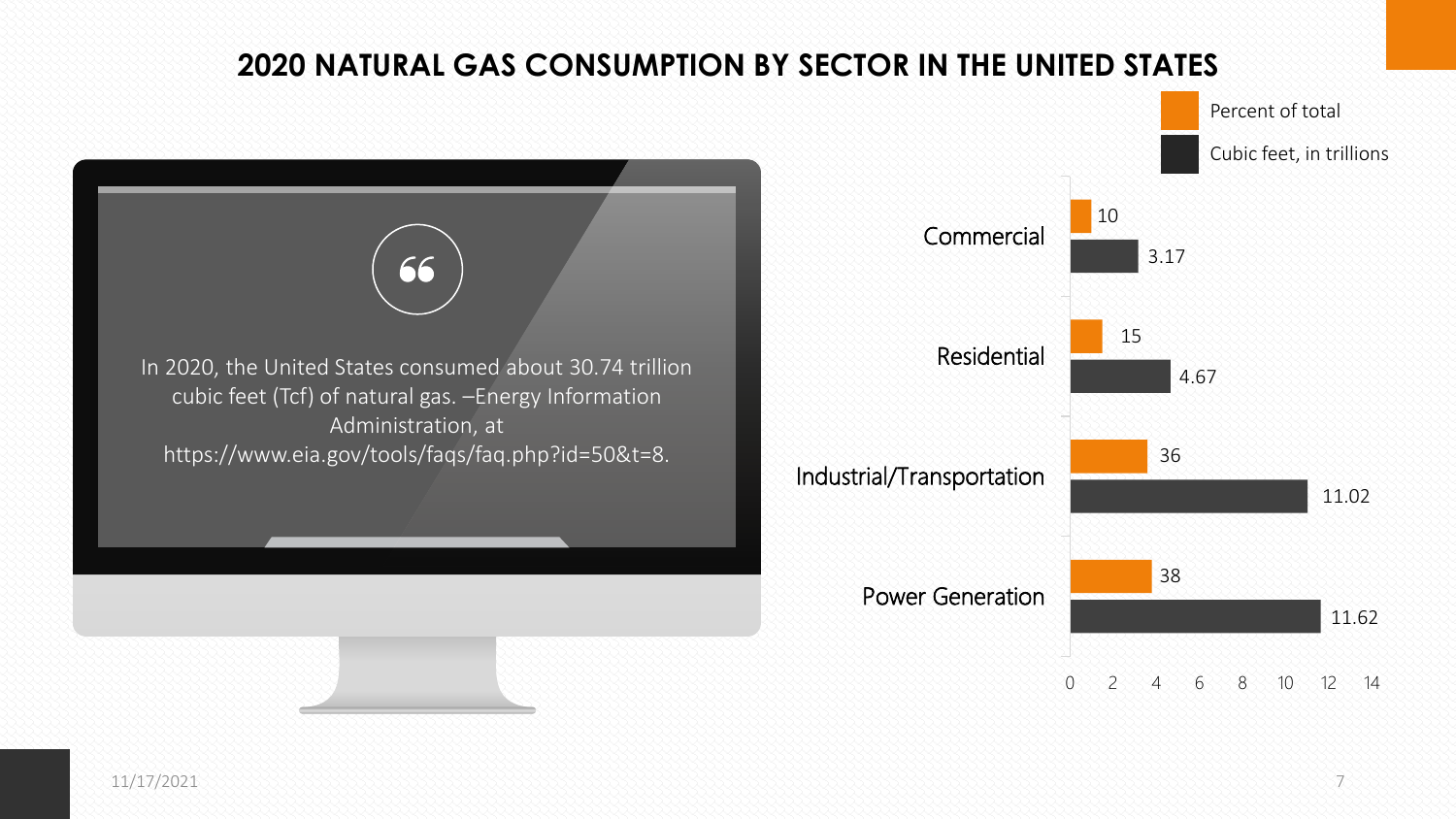# 2020 NATURAL GAS CONSUMPTION BY SECTOR IN THE UNITED STATES

In 2020, the United States consumed about 30.74 trillion cubic feet (Tcf) of natural gas. –Energy Information Administration, at https://www.eia.gov/tools/faqs/faq.php?id=50&t=8.

| Sector | Percent of total | Cubic feet, in trillions |
|---|---|---|
| Commercial | 10 | 3.17 |
| Residential | 15 | 4.67 |
| Industrial/Transportation | 36 | 11.02 |
| Power Generation | 38 | 11.62 |

11/17/2021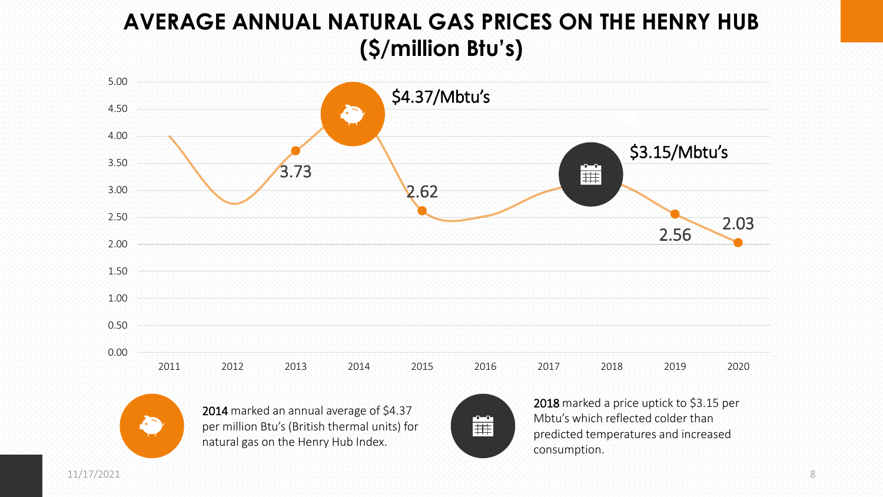# AVERAGE ANNUAL NATURAL GAS PRICES ON THE HENRY HUB ($/million Btu's)

$4.37/Mbtu's

$3.15/Mbtu's

3.73

2.62

2.56

2.03

5.00
4.50
4.00
3.50
3.00
2.50
2.00
1.50
1.00
0.50
0.00

2011 2012 2013 2014 2015 2016 2017 2018 2019 2020

**2014** marked an annual average of $4.37 per million Btu's (British thermal units) for natural gas on the Henry Hub Index.

**2018** marked a price uptick to $3.15 per Mbtu's which reflected colder than predicted temperatures and increased consumption.

11/17/2021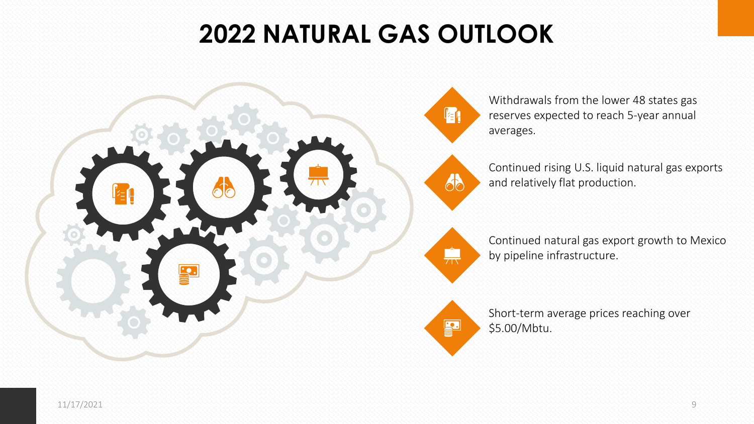# 2022 NATURAL GAS OUTLOOK

- Withdrawals from the lower 48 states gas reserves expected to reach 5-year annual averages.
- Continued rising U.S. liquid natural gas exports and relatively flat production.
- Continued natural gas export growth to Mexico by pipeline infrastructure.
- Short-term average prices reaching over \$5.00/Mbtu.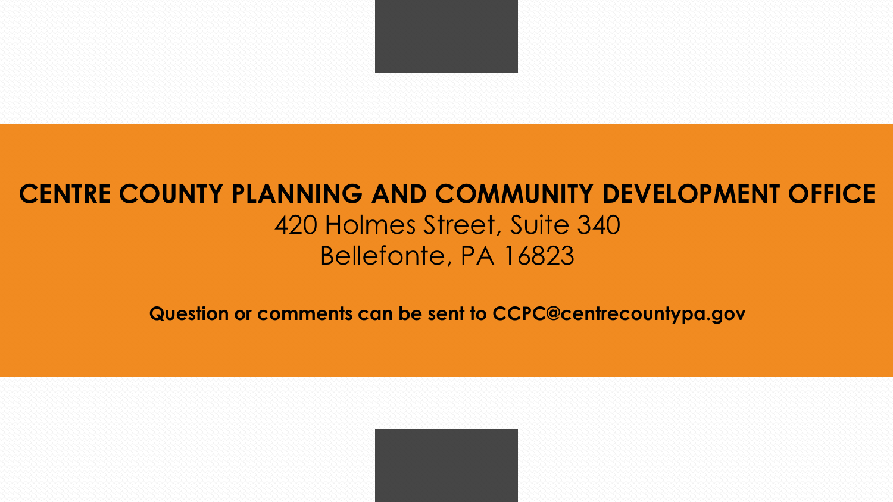**CENTRE COUNTY PLANNING AND COMMUNITY DEVELOPMENT OFFICE**

420 Holmes Street, Suite 340

Bellefonte, PA 16823

**Question or comments can be sent to CCPC@centrecountypa.gov**